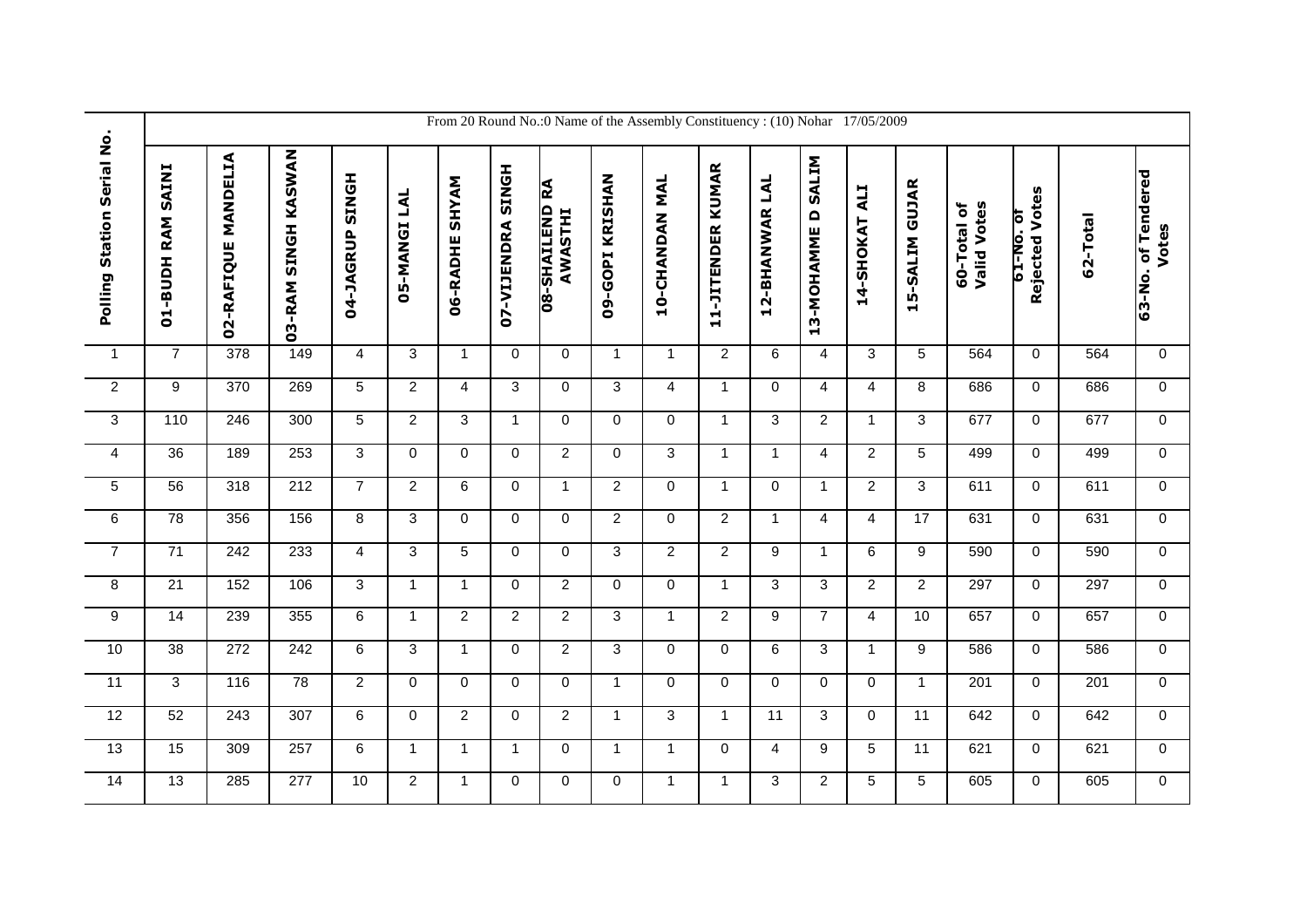| Polling Station Serial No. | From 20 Round No.:0 Name of the Assembly Constituency : (10) Nohar 17/05/2009 | | | | | | | | | | | | | | | | | |
|---|---|---|---|---|---|---|---|---|---|---|---|---|---|---|---|---|---|---|
| | 01-BUDH RAM SAINI | 02-RAFIQUE MANDELIA | 03-RAM SINGH KASWAN | 04-JAGRUP SINGH | 05-MANGI LAL | 06-RADHE SHYAM | 07-VIJENDRA SINGH | 08-SHAILEND RA AWASTHI | 09-GOPI KRISHAN | 10-CHANDAN MAL | 11-JITENDER KUMAR | 12-BHANWAR LAL | 13-MOHAMME D SALIM | 14-SHOKAT ALI | 15-SALIM GUJAR | 60-Total of Valid Votes | 61-No. of Rejected Votes | 62-Total | 63-No. of Tendered Votes |
| 1 | 7 | 378 | 149 | 4 | 3 | 1 | 0 | 0 | 1 | 1 | 2 | 6 | 4 | 3 | 5 | 564 | 0 | 564 | 0 |
| 2 | 9 | 370 | 269 | 5 | 2 | 4 | 3 | 0 | 3 | 4 | 1 | 0 | 4 | 4 | 8 | 686 | 0 | 686 | 0 |
| 3 | 110 | 246 | 300 | 5 | 2 | 3 | 1 | 0 | 0 | 0 | 1 | 3 | 2 | 1 | 3 | 677 | 0 | 677 | 0 |
| 4 | 36 | 189 | 253 | 3 | 0 | 0 | 0 | 2 | 0 | 3 | 1 | 1 | 4 | 2 | 5 | 499 | 0 | 499 | 0 |
| 5 | 56 | 318 | 212 | 7 | 2 | 6 | 0 | 1 | 2 | 0 | 1 | 0 | 1 | 2 | 3 | 611 | 0 | 611 | 0 |
| 6 | 78 | 356 | 156 | 8 | 3 | 0 | 0 | 0 | 2 | 0 | 2 | 1 | 4 | 4 | 17 | 631 | 0 | 631 | 0 |
| 7 | 71 | 242 | 233 | 4 | 3 | 5 | 0 | 0 | 3 | 2 | 2 | 9 | 1 | 6 | 9 | 590 | 0 | 590 | 0 |
| 8 | 21 | 152 | 106 | 3 | 1 | 1 | 0 | 2 | 0 | 0 | 1 | 3 | 3 | 2 | 2 | 297 | 0 | 297 | 0 |
| 9 | 14 | 239 | 355 | 6 | 1 | 2 | 2 | 2 | 3 | 1 | 2 | 9 | 7 | 4 | 10 | 657 | 0 | 657 | 0 |
| 10 | 38 | 272 | 242 | 6 | 3 | 1 | 0 | 2 | 3 | 0 | 0 | 6 | 3 | 1 | 9 | 586 | 0 | 586 | 0 |
| 11 | 3 | 116 | 78 | 2 | 0 | 0 | 0 | 0 | 1 | 0 | 0 | 0 | 0 | 0 | 1 | 201 | 0 | 201 | 0 |
| 12 | 52 | 243 | 307 | 6 | 0 | 2 | 0 | 2 | 1 | 3 | 1 | 11 | 3 | 0 | 11 | 642 | 0 | 642 | 0 |
| 13 | 15 | 309 | 257 | 6 | 1 | 1 | 1 | 0 | 1 | 1 | 0 | 4 | 9 | 5 | 11 | 621 | 0 | 621 | 0 |
| 14 | 13 | 285 | 277 | 10 | 2 | 1 | 0 | 0 | 0 | 1 | 1 | 3 | 2 | 5 | 5 | 605 | 0 | 605 | 0 |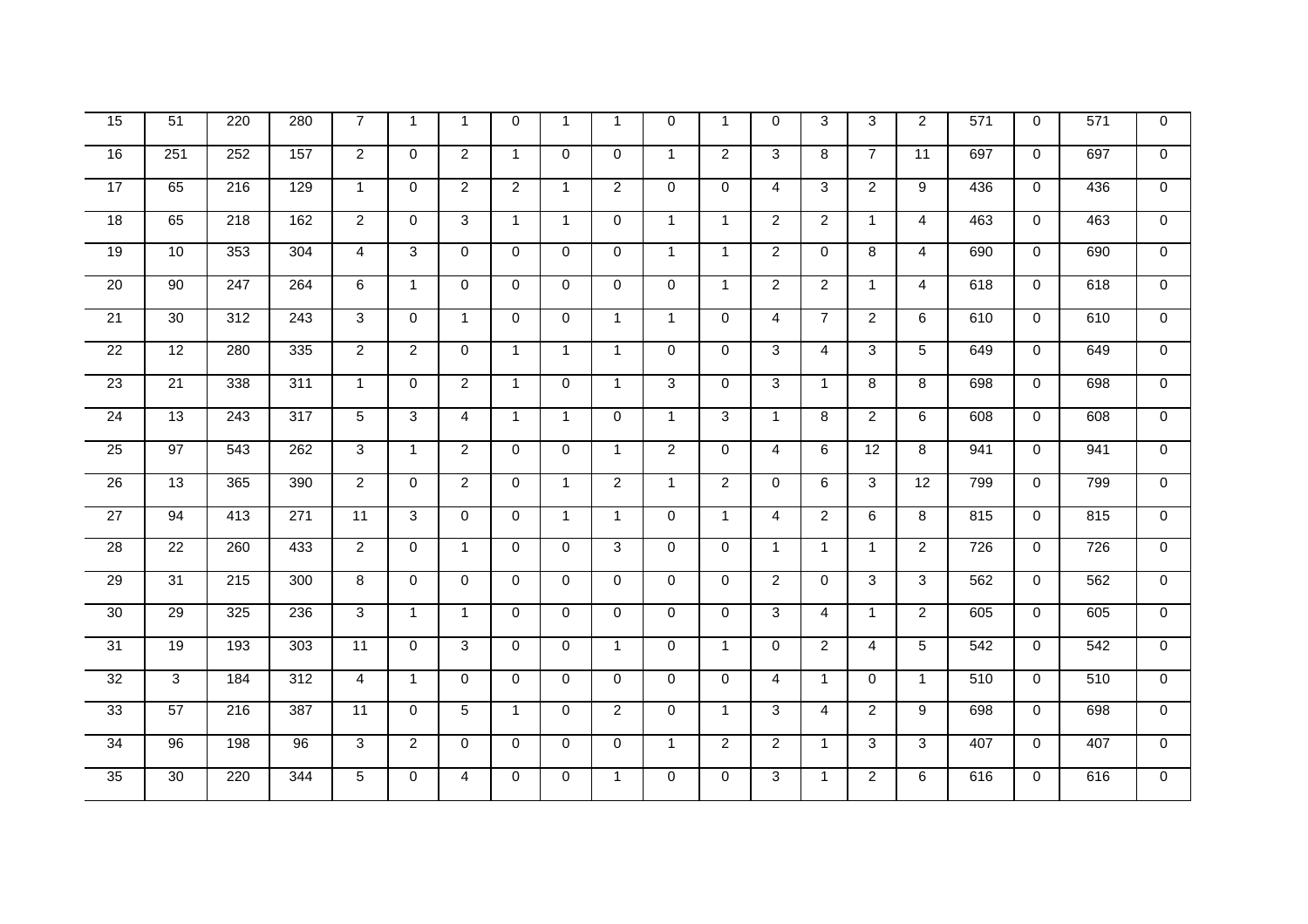| | | | | | | | | | | | | | | | | | | | |
|---|---|---|---|---|---|---|---|---|---|---|---|---|---|---|---|---|---|---|---|
| 15 | 51 | 220 | 280 | 7 | 1 | 1 | 0 | 1 | 1 | 0 | 1 | 0 | 3 | 3 | 2 | 571 | 0 | 571 | 0 |
| 16 | 251 | 252 | 157 | 2 | 0 | 2 | 1 | 0 | 0 | 1 | 2 | 3 | 8 | 7 | 11 | 697 | 0 | 697 | 0 |
| 17 | 65 | 216 | 129 | 1 | 0 | 2 | 2 | 1 | 2 | 0 | 0 | 4 | 3 | 2 | 9 | 436 | 0 | 436 | 0 |
| 18 | 65 | 218 | 162 | 2 | 0 | 3 | 1 | 1 | 0 | 1 | 1 | 2 | 2 | 1 | 4 | 463 | 0 | 463 | 0 |
| 19 | 10 | 353 | 304 | 4 | 3 | 0 | 0 | 0 | 0 | 1 | 1 | 2 | 0 | 8 | 4 | 690 | 0 | 690 | 0 |
| 20 | 90 | 247 | 264 | 6 | 1 | 0 | 0 | 0 | 0 | 0 | 1 | 2 | 2 | 1 | 4 | 618 | 0 | 618 | 0 |
| 21 | 30 | 312 | 243 | 3 | 0 | 1 | 0 | 0 | 1 | 1 | 0 | 4 | 7 | 2 | 6 | 610 | 0 | 610 | 0 |
| 22 | 12 | 280 | 335 | 2 | 2 | 0 | 1 | 1 | 1 | 0 | 0 | 3 | 4 | 3 | 5 | 649 | 0 | 649 | 0 |
| 23 | 21 | 338 | 311 | 1 | 0 | 2 | 1 | 0 | 1 | 3 | 0 | 3 | 1 | 8 | 8 | 698 | 0 | 698 | 0 |
| 24 | 13 | 243 | 317 | 5 | 3 | 4 | 1 | 1 | 0 | 1 | 3 | 1 | 8 | 2 | 6 | 608 | 0 | 608 | 0 |
| 25 | 97 | 543 | 262 | 3 | 1 | 2 | 0 | 0 | 1 | 2 | 0 | 4 | 6 | 12 | 8 | 941 | 0 | 941 | 0 |
| 26 | 13 | 365 | 390 | 2 | 0 | 2 | 0 | 1 | 2 | 1 | 2 | 0 | 6 | 3 | 12 | 799 | 0 | 799 | 0 |
| 27 | 94 | 413 | 271 | 11 | 3 | 0 | 0 | 1 | 1 | 0 | 1 | 4 | 2 | 6 | 8 | 815 | 0 | 815 | 0 |
| 28 | 22 | 260 | 433 | 2 | 0 | 1 | 0 | 0 | 3 | 0 | 0 | 1 | 1 | 1 | 2 | 726 | 0 | 726 | 0 |
| 29 | 31 | 215 | 300 | 8 | 0 | 0 | 0 | 0 | 0 | 0 | 0 | 2 | 0 | 3 | 3 | 562 | 0 | 562 | 0 |
| 30 | 29 | 325 | 236 | 3 | 1 | 1 | 0 | 0 | 0 | 0 | 0 | 3 | 4 | 1 | 2 | 605 | 0 | 605 | 0 |
| 31 | 19 | 193 | 303 | 11 | 0 | 3 | 0 | 0 | 1 | 0 | 1 | 0 | 2 | 4 | 5 | 542 | 0 | 542 | 0 |
| 32 | 3 | 184 | 312 | 4 | 1 | 0 | 0 | 0 | 0 | 0 | 0 | 4 | 1 | 0 | 1 | 510 | 0 | 510 | 0 |
| 33 | 57 | 216 | 387 | 11 | 0 | 5 | 1 | 0 | 2 | 0 | 1 | 3 | 4 | 2 | 9 | 698 | 0 | 698 | 0 |
| 34 | 96 | 198 | 96 | 3 | 2 | 0 | 0 | 0 | 0 | 1 | 2 | 2 | 1 | 3 | 3 | 407 | 0 | 407 | 0 |
| 35 | 30 | 220 | 344 | 5 | 0 | 4 | 0 | 0 | 1 | 0 | 0 | 3 | 1 | 2 | 6 | 616 | 0 | 616 | 0 |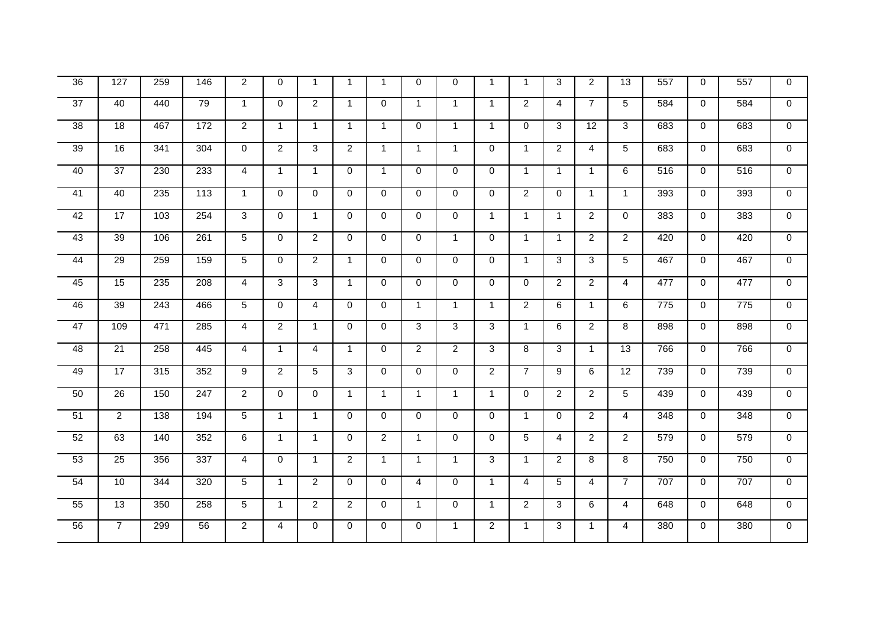| 36 | 127 | 259 | 146 | 2 | 0 | 1 | 1 | 1 | 0 | 0 | 1 | 1 | 3 | 2 | 13 | 557 | 0 | 557 | 0 |
|---|---|---|---|---|---|---|---|---|---|---|---|---|---|---|---|---|---|---|---|
| 37 | 40 | 440 | 79 | 1 | 0 | 2 | 1 | 0 | 1 | 1 | 1 | 2 | 4 | 7 | 5 | 584 | 0 | 584 | 0 |
| 38 | 18 | 467 | 172 | 2 | 1 | 1 | 1 | 1 | 0 | 1 | 1 | 0 | 3 | 12 | 3 | 683 | 0 | 683 | 0 |
| 39 | 16 | 341 | 304 | 0 | 2 | 3 | 2 | 1 | 1 | 1 | 0 | 1 | 2 | 4 | 5 | 683 | 0 | 683 | 0 |
| 40 | 37 | 230 | 233 | 4 | 1 | 1 | 0 | 1 | 0 | 0 | 0 | 1 | 1 | 1 | 6 | 516 | 0 | 516 | 0 |
| 41 | 40 | 235 | 113 | 1 | 0 | 0 | 0 | 0 | 0 | 0 | 0 | 2 | 0 | 1 | 1 | 393 | 0 | 393 | 0 |
| 42 | 17 | 103 | 254 | 3 | 0 | 1 | 0 | 0 | 0 | 0 | 1 | 1 | 1 | 2 | 0 | 383 | 0 | 383 | 0 |
| 43 | 39 | 106 | 261 | 5 | 0 | 2 | 0 | 0 | 0 | 1 | 0 | 1 | 1 | 2 | 2 | 420 | 0 | 420 | 0 |
| 44 | 29 | 259 | 159 | 5 | 0 | 2 | 1 | 0 | 0 | 0 | 0 | 1 | 3 | 3 | 5 | 467 | 0 | 467 | 0 |
| 45 | 15 | 235 | 208 | 4 | 3 | 3 | 1 | 0 | 0 | 0 | 0 | 0 | 2 | 2 | 4 | 477 | 0 | 477 | 0 |
| 46 | 39 | 243 | 466 | 5 | 0 | 4 | 0 | 0 | 1 | 1 | 1 | 2 | 6 | 1 | 6 | 775 | 0 | 775 | 0 |
| 47 | 109 | 471 | 285 | 4 | 2 | 1 | 0 | 0 | 3 | 3 | 3 | 1 | 6 | 2 | 8 | 898 | 0 | 898 | 0 |
| 48 | 21 | 258 | 445 | 4 | 1 | 4 | 1 | 0 | 2 | 2 | 3 | 8 | 3 | 1 | 13 | 766 | 0 | 766 | 0 |
| 49 | 17 | 315 | 352 | 9 | 2 | 5 | 3 | 0 | 0 | 0 | 2 | 7 | 9 | 6 | 12 | 739 | 0 | 739 | 0 |
| 50 | 26 | 150 | 247 | 2 | 0 | 0 | 1 | 1 | 1 | 1 | 1 | 0 | 2 | 2 | 5 | 439 | 0 | 439 | 0 |
| 51 | 2 | 138 | 194 | 5 | 1 | 1 | 0 | 0 | 0 | 0 | 0 | 1 | 0 | 2 | 4 | 348 | 0 | 348 | 0 |
| 52 | 63 | 140 | 352 | 6 | 1 | 1 | 0 | 2 | 1 | 0 | 0 | 5 | 4 | 2 | 2 | 579 | 0 | 579 | 0 |
| 53 | 25 | 356 | 337 | 4 | 0 | 1 | 2 | 1 | 1 | 1 | 3 | 1 | 2 | 8 | 8 | 750 | 0 | 750 | 0 |
| 54 | 10 | 344 | 320 | 5 | 1 | 2 | 0 | 0 | 4 | 0 | 1 | 4 | 5 | 4 | 7 | 707 | 0 | 707 | 0 |
| 55 | 13 | 350 | 258 | 5 | 1 | 2 | 2 | 0 | 1 | 0 | 1 | 2 | 3 | 6 | 4 | 648 | 0 | 648 | 0 |
| 56 | 7 | 299 | 56 | 2 | 4 | 0 | 0 | 0 | 0 | 1 | 2 | 1 | 3 | 1 | 4 | 380 | 0 | 380 | 0 |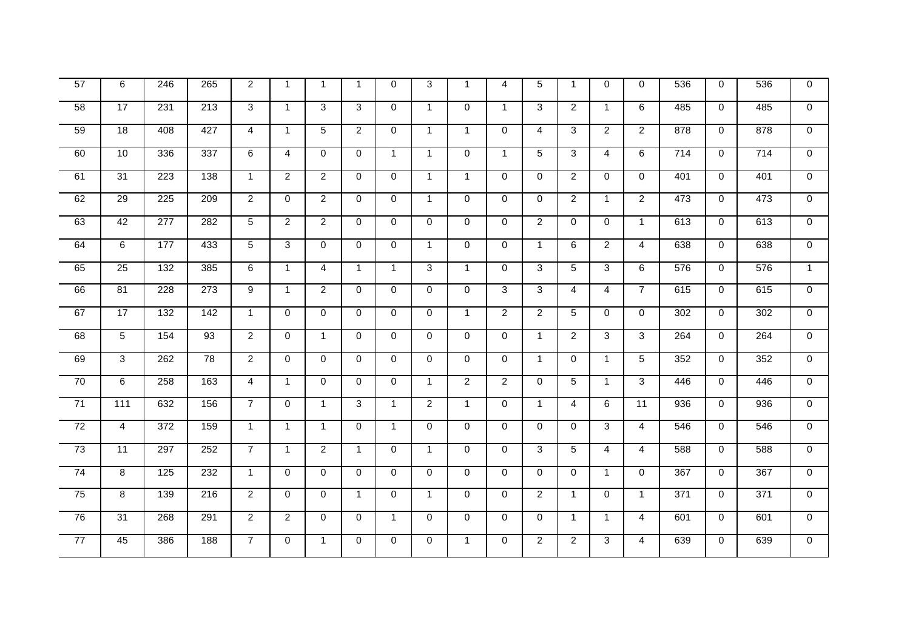| | | | | | | | | | | | | | | | | | | | |
|---|---|---|---|---|---|---|---|---|---|---|---|---|---|---|---|---|---|---|---|
| 57 | 6 | 246 | 265 | 2 | 1 | 1 | 1 | 0 | 3 | 1 | 4 | 5 | 1 | 0 | 0 | 536 | 0 | 536 | 0 |
| 58 | 17 | 231 | 213 | 3 | 1 | 3 | 3 | 0 | 1 | 0 | 1 | 3 | 2 | 1 | 6 | 485 | 0 | 485 | 0 |
| 59 | 18 | 408 | 427 | 4 | 1 | 5 | 2 | 0 | 1 | 1 | 0 | 4 | 3 | 2 | 2 | 878 | 0 | 878 | 0 |
| 60 | 10 | 336 | 337 | 6 | 4 | 0 | 0 | 1 | 1 | 0 | 1 | 5 | 3 | 4 | 6 | 714 | 0 | 714 | 0 |
| 61 | 31 | 223 | 138 | 1 | 2 | 2 | 0 | 0 | 1 | 1 | 0 | 0 | 2 | 0 | 0 | 401 | 0 | 401 | 0 |
| 62 | 29 | 225 | 209 | 2 | 0 | 2 | 0 | 0 | 1 | 0 | 0 | 0 | 2 | 1 | 2 | 473 | 0 | 473 | 0 |
| 63 | 42 | 277 | 282 | 5 | 2 | 2 | 0 | 0 | 0 | 0 | 0 | 2 | 0 | 0 | 1 | 613 | 0 | 613 | 0 |
| 64 | 6 | 177 | 433 | 5 | 3 | 0 | 0 | 0 | 1 | 0 | 0 | 1 | 6 | 2 | 4 | 638 | 0 | 638 | 0 |
| 65 | 25 | 132 | 385 | 6 | 1 | 4 | 1 | 1 | 3 | 1 | 0 | 3 | 5 | 3 | 6 | 576 | 0 | 576 | 1 |
| 66 | 81 | 228 | 273 | 9 | 1 | 2 | 0 | 0 | 0 | 0 | 3 | 3 | 4 | 4 | 7 | 615 | 0 | 615 | 0 |
| 67 | 17 | 132 | 142 | 1 | 0 | 0 | 0 | 0 | 0 | 1 | 2 | 2 | 5 | 0 | 0 | 302 | 0 | 302 | 0 |
| 68 | 5 | 154 | 93 | 2 | 0 | 1 | 0 | 0 | 0 | 0 | 0 | 1 | 2 | 3 | 3 | 264 | 0 | 264 | 0 |
| 69 | 3 | 262 | 78 | 2 | 0 | 0 | 0 | 0 | 0 | 0 | 0 | 1 | 0 | 1 | 5 | 352 | 0 | 352 | 0 |
| 70 | 6 | 258 | 163 | 4 | 1 | 0 | 0 | 0 | 1 | 2 | 2 | 0 | 5 | 1 | 3 | 446 | 0 | 446 | 0 |
| 71 | 111 | 632 | 156 | 7 | 0 | 1 | 3 | 1 | 2 | 1 | 0 | 1 | 4 | 6 | 11 | 936 | 0 | 936 | 0 |
| 72 | 4 | 372 | 159 | 1 | 1 | 1 | 0 | 1 | 0 | 0 | 0 | 0 | 0 | 3 | 4 | 546 | 0 | 546 | 0 |
| 73 | 11 | 297 | 252 | 7 | 1 | 2 | 1 | 0 | 1 | 0 | 0 | 3 | 5 | 4 | 4 | 588 | 0 | 588 | 0 |
| 74 | 8 | 125 | 232 | 1 | 0 | 0 | 0 | 0 | 0 | 0 | 0 | 0 | 0 | 1 | 0 | 367 | 0 | 367 | 0 |
| 75 | 8 | 139 | 216 | 2 | 0 | 0 | 1 | 0 | 1 | 0 | 0 | 2 | 1 | 0 | 1 | 371 | 0 | 371 | 0 |
| 76 | 31 | 268 | 291 | 2 | 2 | 0 | 0 | 1 | 0 | 0 | 0 | 0 | 1 | 1 | 4 | 601 | 0 | 601 | 0 |
| 77 | 45 | 386 | 188 | 7 | 0 | 1 | 0 | 0 | 0 | 1 | 0 | 2 | 2 | 3 | 4 | 639 | 0 | 639 | 0 |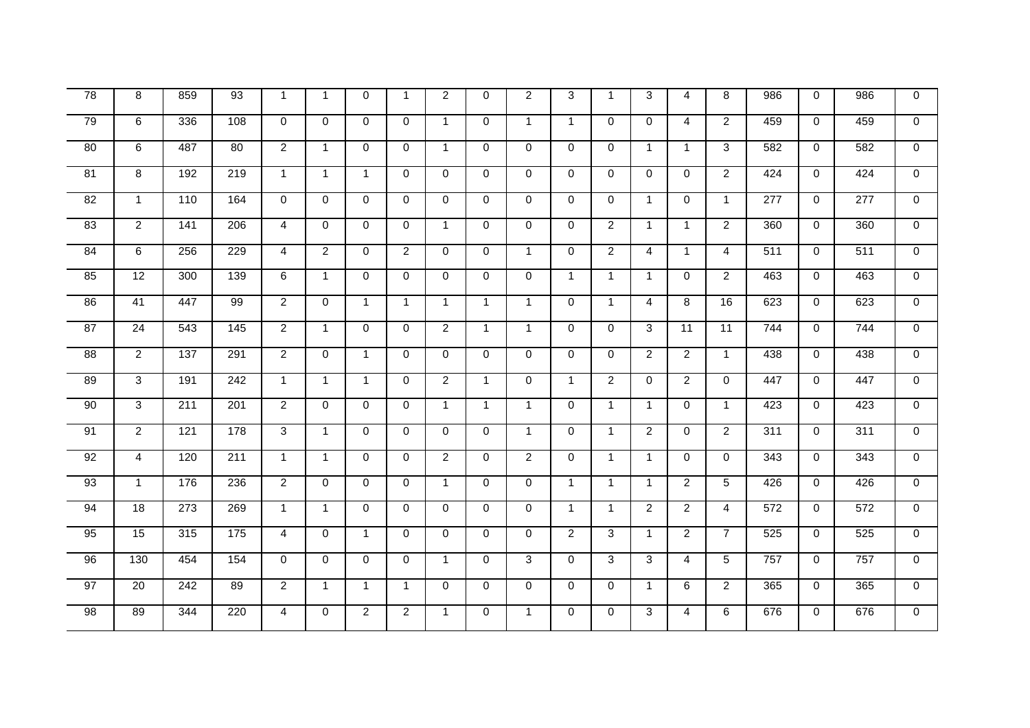| | | | | | | | | | | | | | | | | | | | |
|---|---|---|---|---|---|---|---|---|---|---|---|---|---|---|---|---|---|---|---|
| 78 | 8 | 859 | 93 | 1 | 1 | 0 | 1 | 2 | 0 | 2 | 3 | 1 | 3 | 4 | 8 | 986 | 0 | 986 | 0 |
| 79 | 6 | 336 | 108 | 0 | 0 | 0 | 0 | 1 | 0 | 1 | 1 | 0 | 0 | 4 | 2 | 459 | 0 | 459 | 0 |
| 80 | 6 | 487 | 80 | 2 | 1 | 0 | 0 | 1 | 0 | 0 | 0 | 0 | 1 | 1 | 3 | 582 | 0 | 582 | 0 |
| 81 | 8 | 192 | 219 | 1 | 1 | 1 | 0 | 0 | 0 | 0 | 0 | 0 | 0 | 0 | 2 | 424 | 0 | 424 | 0 |
| 82 | 1 | 110 | 164 | 0 | 0 | 0 | 0 | 0 | 0 | 0 | 0 | 0 | 1 | 0 | 1 | 277 | 0 | 277 | 0 |
| 83 | 2 | 141 | 206 | 4 | 0 | 0 | 0 | 1 | 0 | 0 | 0 | 2 | 1 | 1 | 2 | 360 | 0 | 360 | 0 |
| 84 | 6 | 256 | 229 | 4 | 2 | 0 | 2 | 0 | 0 | 1 | 0 | 2 | 4 | 1 | 4 | 511 | 0 | 511 | 0 |
| 85 | 12 | 300 | 139 | 6 | 1 | 0 | 0 | 0 | 0 | 0 | 1 | 1 | 1 | 0 | 2 | 463 | 0 | 463 | 0 |
| 86 | 41 | 447 | 99 | 2 | 0 | 1 | 1 | 1 | 1 | 1 | 0 | 1 | 4 | 8 | 16 | 623 | 0 | 623 | 0 |
| 87 | 24 | 543 | 145 | 2 | 1 | 0 | 0 | 2 | 1 | 1 | 0 | 0 | 3 | 11 | 11 | 744 | 0 | 744 | 0 |
| 88 | 2 | 137 | 291 | 2 | 0 | 1 | 0 | 0 | 0 | 0 | 0 | 0 | 2 | 2 | 1 | 438 | 0 | 438 | 0 |
| 89 | 3 | 191 | 242 | 1 | 1 | 1 | 0 | 2 | 1 | 0 | 1 | 2 | 0 | 2 | 0 | 447 | 0 | 447 | 0 |
| 90 | 3 | 211 | 201 | 2 | 0 | 0 | 0 | 1 | 1 | 1 | 0 | 1 | 1 | 0 | 1 | 423 | 0 | 423 | 0 |
| 91 | 2 | 121 | 178 | 3 | 1 | 0 | 0 | 0 | 0 | 1 | 0 | 1 | 2 | 0 | 2 | 311 | 0 | 311 | 0 |
| 92 | 4 | 120 | 211 | 1 | 1 | 0 | 0 | 2 | 0 | 2 | 0 | 1 | 1 | 0 | 0 | 343 | 0 | 343 | 0 |
| 93 | 1 | 176 | 236 | 2 | 0 | 0 | 0 | 1 | 0 | 0 | 1 | 1 | 1 | 2 | 5 | 426 | 0 | 426 | 0 |
| 94 | 18 | 273 | 269 | 1 | 1 | 0 | 0 | 0 | 0 | 0 | 1 | 1 | 2 | 2 | 4 | 572 | 0 | 572 | 0 |
| 95 | 15 | 315 | 175 | 4 | 0 | 1 | 0 | 0 | 0 | 0 | 2 | 3 | 1 | 2 | 7 | 525 | 0 | 525 | 0 |
| 96 | 130 | 454 | 154 | 0 | 0 | 0 | 0 | 1 | 0 | 3 | 0 | 3 | 3 | 4 | 5 | 757 | 0 | 757 | 0 |
| 97 | 20 | 242 | 89 | 2 | 1 | 1 | 1 | 0 | 0 | 0 | 0 | 0 | 1 | 6 | 2 | 365 | 0 | 365 | 0 |
| 98 | 89 | 344 | 220 | 4 | 0 | 2 | 2 | 1 | 0 | 1 | 0 | 0 | 3 | 4 | 6 | 676 | 0 | 676 | 0 |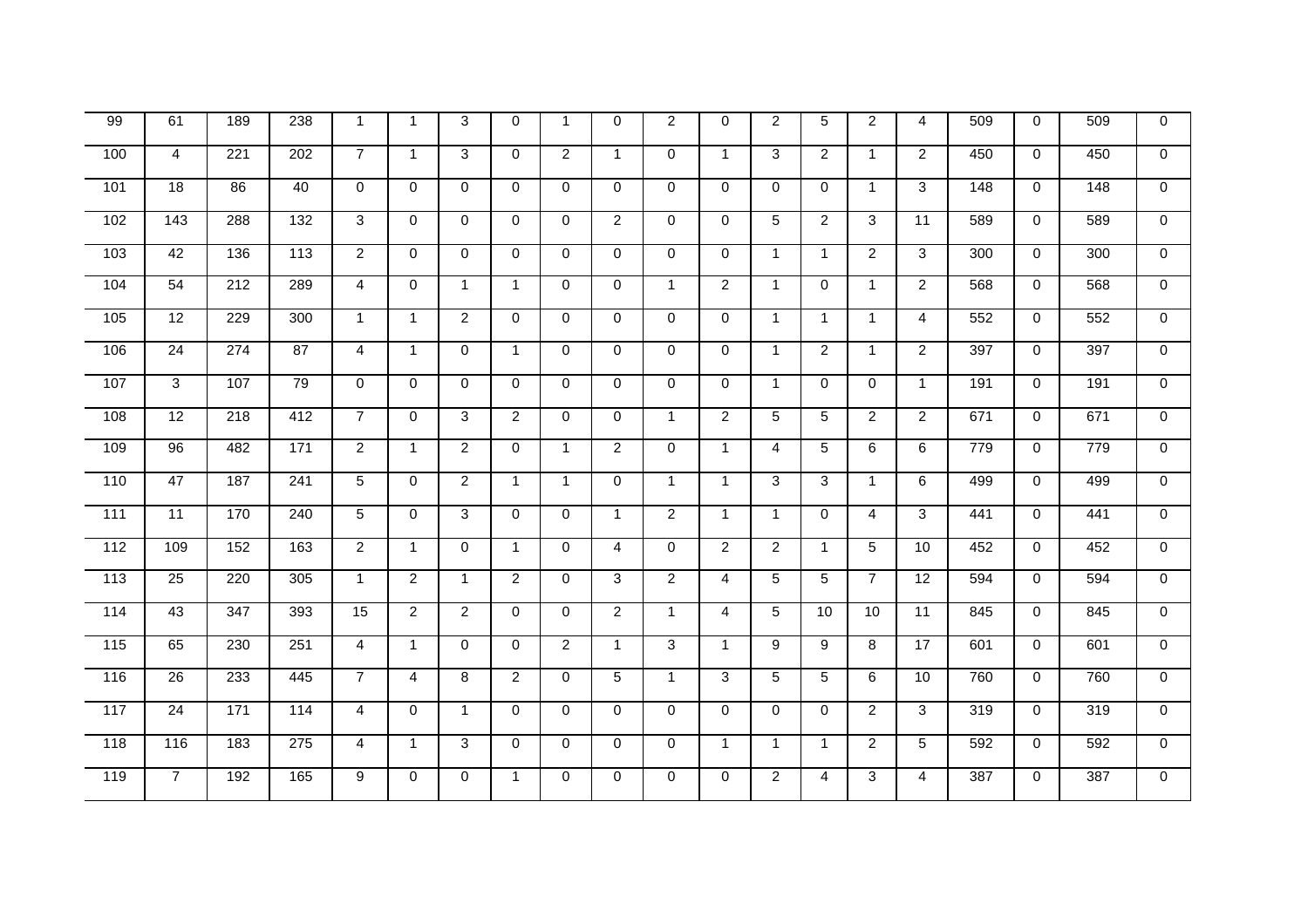| | | | | | | | | | | | | | | | | | | | |
|---|---|---|---|---|---|---|---|---|---|---|---|---|---|---|---|---|---|---|---|
| 99 | 61 | 189 | 238 | 1 | 1 | 3 | 0 | 1 | 0 | 2 | 0 | 2 | 5 | 2 | 4 | 509 | 0 | 509 | 0 |
| 100 | 4 | 221 | 202 | 7 | 1 | 3 | 0 | 2 | 1 | 0 | 1 | 3 | 2 | 1 | 2 | 450 | 0 | 450 | 0 |
| 101 | 18 | 86 | 40 | 0 | 0 | 0 | 0 | 0 | 0 | 0 | 0 | 0 | 0 | 1 | 3 | 148 | 0 | 148 | 0 |
| 102 | 143 | 288 | 132 | 3 | 0 | 0 | 0 | 0 | 2 | 0 | 0 | 5 | 2 | 3 | 11 | 589 | 0 | 589 | 0 |
| 103 | 42 | 136 | 113 | 2 | 0 | 0 | 0 | 0 | 0 | 0 | 0 | 1 | 1 | 2 | 3 | 300 | 0 | 300 | 0 |
| 104 | 54 | 212 | 289 | 4 | 0 | 1 | 1 | 0 | 0 | 1 | 2 | 1 | 0 | 1 | 2 | 568 | 0 | 568 | 0 |
| 105 | 12 | 229 | 300 | 1 | 1 | 2 | 0 | 0 | 0 | 0 | 0 | 1 | 1 | 1 | 4 | 552 | 0 | 552 | 0 |
| 106 | 24 | 274 | 87 | 4 | 1 | 0 | 1 | 0 | 0 | 0 | 0 | 1 | 2 | 1 | 2 | 397 | 0 | 397 | 0 |
| 107 | 3 | 107 | 79 | 0 | 0 | 0 | 0 | 0 | 0 | 0 | 0 | 1 | 0 | 0 | 1 | 191 | 0 | 191 | 0 |
| 108 | 12 | 218 | 412 | 7 | 0 | 3 | 2 | 0 | 0 | 1 | 2 | 5 | 5 | 2 | 2 | 671 | 0 | 671 | 0 |
| 109 | 96 | 482 | 171 | 2 | 1 | 2 | 0 | 1 | 2 | 0 | 1 | 4 | 5 | 6 | 6 | 779 | 0 | 779 | 0 |
| 110 | 47 | 187 | 241 | 5 | 0 | 2 | 1 | 1 | 0 | 1 | 1 | 3 | 3 | 1 | 6 | 499 | 0 | 499 | 0 |
| 111 | 11 | 170 | 240 | 5 | 0 | 3 | 0 | 0 | 1 | 2 | 1 | 1 | 0 | 4 | 3 | 441 | 0 | 441 | 0 |
| 112 | 109 | 152 | 163 | 2 | 1 | 0 | 1 | 0 | 4 | 0 | 2 | 2 | 1 | 5 | 10 | 452 | 0 | 452 | 0 |
| 113 | 25 | 220 | 305 | 1 | 2 | 1 | 2 | 0 | 3 | 2 | 4 | 5 | 5 | 7 | 12 | 594 | 0 | 594 | 0 |
| 114 | 43 | 347 | 393 | 15 | 2 | 2 | 0 | 0 | 2 | 1 | 4 | 5 | 10 | 10 | 11 | 845 | 0 | 845 | 0 |
| 115 | 65 | 230 | 251 | 4 | 1 | 0 | 0 | 2 | 1 | 3 | 1 | 9 | 9 | 8 | 17 | 601 | 0 | 601 | 0 |
| 116 | 26 | 233 | 445 | 7 | 4 | 8 | 2 | 0 | 5 | 1 | 3 | 5 | 5 | 6 | 10 | 760 | 0 | 760 | 0 |
| 117 | 24 | 171 | 114 | 4 | 0 | 1 | 0 | 0 | 0 | 0 | 0 | 0 | 0 | 2 | 3 | 319 | 0 | 319 | 0 |
| 118 | 116 | 183 | 275 | 4 | 1 | 3 | 0 | 0 | 0 | 0 | 1 | 1 | 1 | 2 | 5 | 592 | 0 | 592 | 0 |
| 119 | 7 | 192 | 165 | 9 | 0 | 0 | 1 | 0 | 0 | 0 | 0 | 2 | 4 | 3 | 4 | 387 | 0 | 387 | 0 |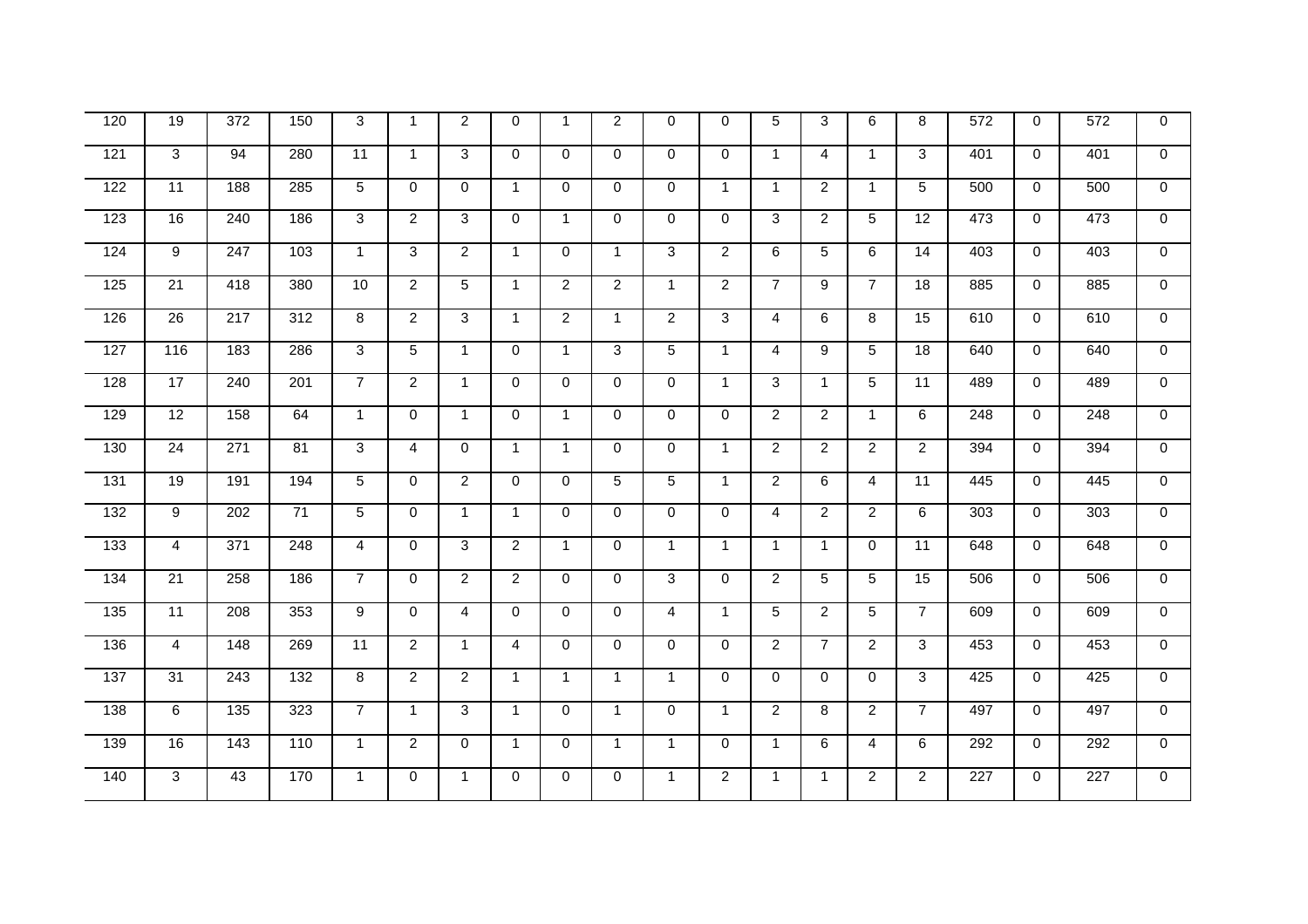| 120 | 19 | 372 | 150 | 3 | 1 | 2 | 0 | 1 | 2 | 0 | 0 | 5 | 3 | 6 | 8 | 572 | 0 | 572 | 0 |
|---|---|---|---|---|---|---|---|---|---|---|---|---|---|---|---|---|---|---|---|
| 121 | 3 | 94 | 280 | 11 | 1 | 3 | 0 | 0 | 0 | 0 | 0 | 1 | 4 | 1 | 3 | 401 | 0 | 401 | 0 |
| 122 | 11 | 188 | 285 | 5 | 0 | 0 | 1 | 0 | 0 | 0 | 1 | 1 | 2 | 1 | 5 | 500 | 0 | 500 | 0 |
| 123 | 16 | 240 | 186 | 3 | 2 | 3 | 0 | 1 | 0 | 0 | 0 | 3 | 2 | 5 | 12 | 473 | 0 | 473 | 0 |
| 124 | 9 | 247 | 103 | 1 | 3 | 2 | 1 | 0 | 1 | 3 | 2 | 6 | 5 | 6 | 14 | 403 | 0 | 403 | 0 |
| 125 | 21 | 418 | 380 | 10 | 2 | 5 | 1 | 2 | 2 | 1 | 2 | 7 | 9 | 7 | 18 | 885 | 0 | 885 | 0 |
| 126 | 26 | 217 | 312 | 8 | 2 | 3 | 1 | 2 | 1 | 2 | 3 | 4 | 6 | 8 | 15 | 610 | 0 | 610 | 0 |
| 127 | 116 | 183 | 286 | 3 | 5 | 1 | 0 | 1 | 3 | 5 | 1 | 4 | 9 | 5 | 18 | 640 | 0 | 640 | 0 |
| 128 | 17 | 240 | 201 | 7 | 2 | 1 | 0 | 0 | 0 | 0 | 1 | 3 | 1 | 5 | 11 | 489 | 0 | 489 | 0 |
| 129 | 12 | 158 | 64 | 1 | 0 | 1 | 0 | 1 | 0 | 0 | 0 | 2 | 2 | 1 | 6 | 248 | 0 | 248 | 0 |
| 130 | 24 | 271 | 81 | 3 | 4 | 0 | 1 | 1 | 0 | 0 | 1 | 2 | 2 | 2 | 2 | 394 | 0 | 394 | 0 |
| 131 | 19 | 191 | 194 | 5 | 0 | 2 | 0 | 0 | 5 | 5 | 1 | 2 | 6 | 4 | 11 | 445 | 0 | 445 | 0 |
| 132 | 9 | 202 | 71 | 5 | 0 | 1 | 1 | 0 | 0 | 0 | 0 | 4 | 2 | 2 | 6 | 303 | 0 | 303 | 0 |
| 133 | 4 | 371 | 248 | 4 | 0 | 3 | 2 | 1 | 0 | 1 | 1 | 1 | 1 | 0 | 11 | 648 | 0 | 648 | 0 |
| 134 | 21 | 258 | 186 | 7 | 0 | 2 | 2 | 0 | 0 | 3 | 0 | 2 | 5 | 5 | 15 | 506 | 0 | 506 | 0 |
| 135 | 11 | 208 | 353 | 9 | 0 | 4 | 0 | 0 | 0 | 4 | 1 | 5 | 2 | 5 | 7 | 609 | 0 | 609 | 0 |
| 136 | 4 | 148 | 269 | 11 | 2 | 1 | 4 | 0 | 0 | 0 | 0 | 2 | 7 | 2 | 3 | 453 | 0 | 453 | 0 |
| 137 | 31 | 243 | 132 | 8 | 2 | 2 | 1 | 1 | 1 | 1 | 0 | 0 | 0 | 0 | 3 | 425 | 0 | 425 | 0 |
| 138 | 6 | 135 | 323 | 7 | 1 | 3 | 1 | 0 | 1 | 0 | 1 | 2 | 8 | 2 | 7 | 497 | 0 | 497 | 0 |
| 139 | 16 | 143 | 110 | 1 | 2 | 0 | 1 | 0 | 1 | 1 | 0 | 1 | 6 | 4 | 6 | 292 | 0 | 292 | 0 |
| 140 | 3 | 43 | 170 | 1 | 0 | 1 | 0 | 0 | 0 | 1 | 2 | 1 | 1 | 2 | 2 | 227 | 0 | 227 | 0 |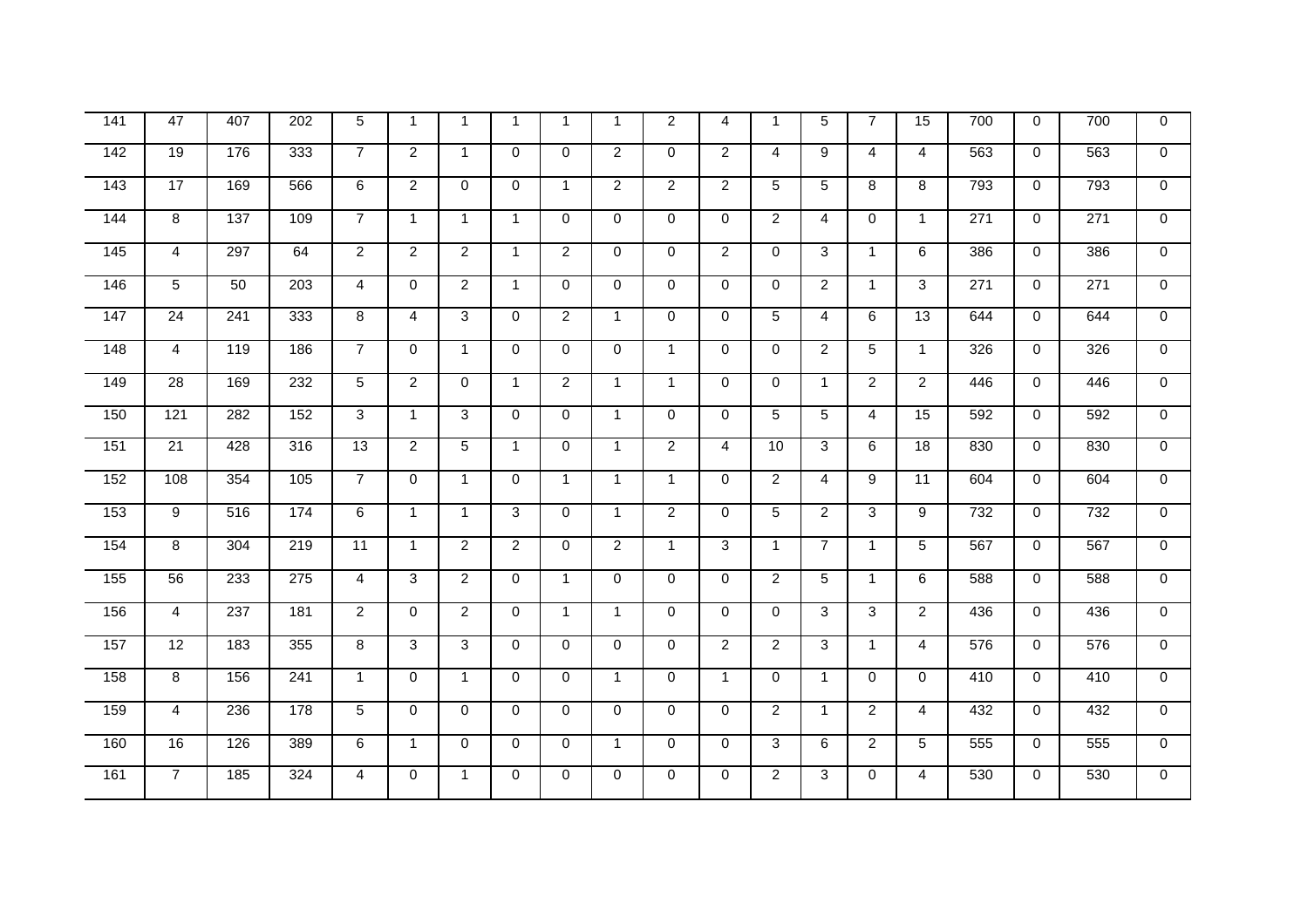| 141 | 47 | 407 | 202 | 5 | 1 | 1 | 1 | 1 | 1 | 2 | 4 | 1 | 5 | 7 | 15 | 700 | 0 | 700 | 0 |
|---|---|---|---|---|---|---|---|---|---|---|---|---|---|---|---|---|---|---|---|
| 142 | 19 | 176 | 333 | 7 | 2 | 1 | 0 | 0 | 2 | 0 | 2 | 4 | 9 | 4 | 4 | 563 | 0 | 563 | 0 |
| 143 | 17 | 169 | 566 | 6 | 2 | 0 | 0 | 1 | 2 | 2 | 2 | 5 | 5 | 8 | 8 | 793 | 0 | 793 | 0 |
| 144 | 8 | 137 | 109 | 7 | 1 | 1 | 1 | 0 | 0 | 0 | 0 | 2 | 4 | 0 | 1 | 271 | 0 | 271 | 0 |
| 145 | 4 | 297 | 64 | 2 | 2 | 2 | 1 | 2 | 0 | 0 | 2 | 0 | 3 | 1 | 6 | 386 | 0 | 386 | 0 |
| 146 | 5 | 50 | 203 | 4 | 0 | 2 | 1 | 0 | 0 | 0 | 0 | 0 | 2 | 1 | 3 | 271 | 0 | 271 | 0 |
| 147 | 24 | 241 | 333 | 8 | 4 | 3 | 0 | 2 | 1 | 0 | 0 | 5 | 4 | 6 | 13 | 644 | 0 | 644 | 0 |
| 148 | 4 | 119 | 186 | 7 | 0 | 1 | 0 | 0 | 0 | 1 | 0 | 0 | 2 | 5 | 1 | 326 | 0 | 326 | 0 |
| 149 | 28 | 169 | 232 | 5 | 2 | 0 | 1 | 2 | 1 | 1 | 0 | 0 | 1 | 2 | 2 | 446 | 0 | 446 | 0 |
| 150 | 121 | 282 | 152 | 3 | 1 | 3 | 0 | 0 | 1 | 0 | 0 | 5 | 5 | 4 | 15 | 592 | 0 | 592 | 0 |
| 151 | 21 | 428 | 316 | 13 | 2 | 5 | 1 | 0 | 1 | 2 | 4 | 10 | 3 | 6 | 18 | 830 | 0 | 830 | 0 |
| 152 | 108 | 354 | 105 | 7 | 0 | 1 | 0 | 1 | 1 | 1 | 0 | 2 | 4 | 9 | 11 | 604 | 0 | 604 | 0 |
| 153 | 9 | 516 | 174 | 6 | 1 | 1 | 3 | 0 | 1 | 2 | 0 | 5 | 2 | 3 | 9 | 732 | 0 | 732 | 0 |
| 154 | 8 | 304 | 219 | 11 | 1 | 2 | 2 | 0 | 2 | 1 | 3 | 1 | 7 | 1 | 5 | 567 | 0 | 567 | 0 |
| 155 | 56 | 233 | 275 | 4 | 3 | 2 | 0 | 1 | 0 | 0 | 0 | 2 | 5 | 1 | 6 | 588 | 0 | 588 | 0 |
| 156 | 4 | 237 | 181 | 2 | 0 | 2 | 0 | 1 | 1 | 0 | 0 | 0 | 3 | 3 | 2 | 436 | 0 | 436 | 0 |
| 157 | 12 | 183 | 355 | 8 | 3 | 3 | 0 | 0 | 0 | 0 | 2 | 2 | 3 | 1 | 4 | 576 | 0 | 576 | 0 |
| 158 | 8 | 156 | 241 | 1 | 0 | 1 | 0 | 0 | 1 | 0 | 1 | 0 | 1 | 0 | 0 | 410 | 0 | 410 | 0 |
| 159 | 4 | 236 | 178 | 5 | 0 | 0 | 0 | 0 | 0 | 0 | 0 | 2 | 1 | 2 | 4 | 432 | 0 | 432 | 0 |
| 160 | 16 | 126 | 389 | 6 | 1 | 0 | 0 | 0 | 1 | 0 | 0 | 3 | 6 | 2 | 5 | 555 | 0 | 555 | 0 |
| 161 | 7 | 185 | 324 | 4 | 0 | 1 | 0 | 0 | 0 | 0 | 0 | 2 | 3 | 0 | 4 | 530 | 0 | 530 | 0 |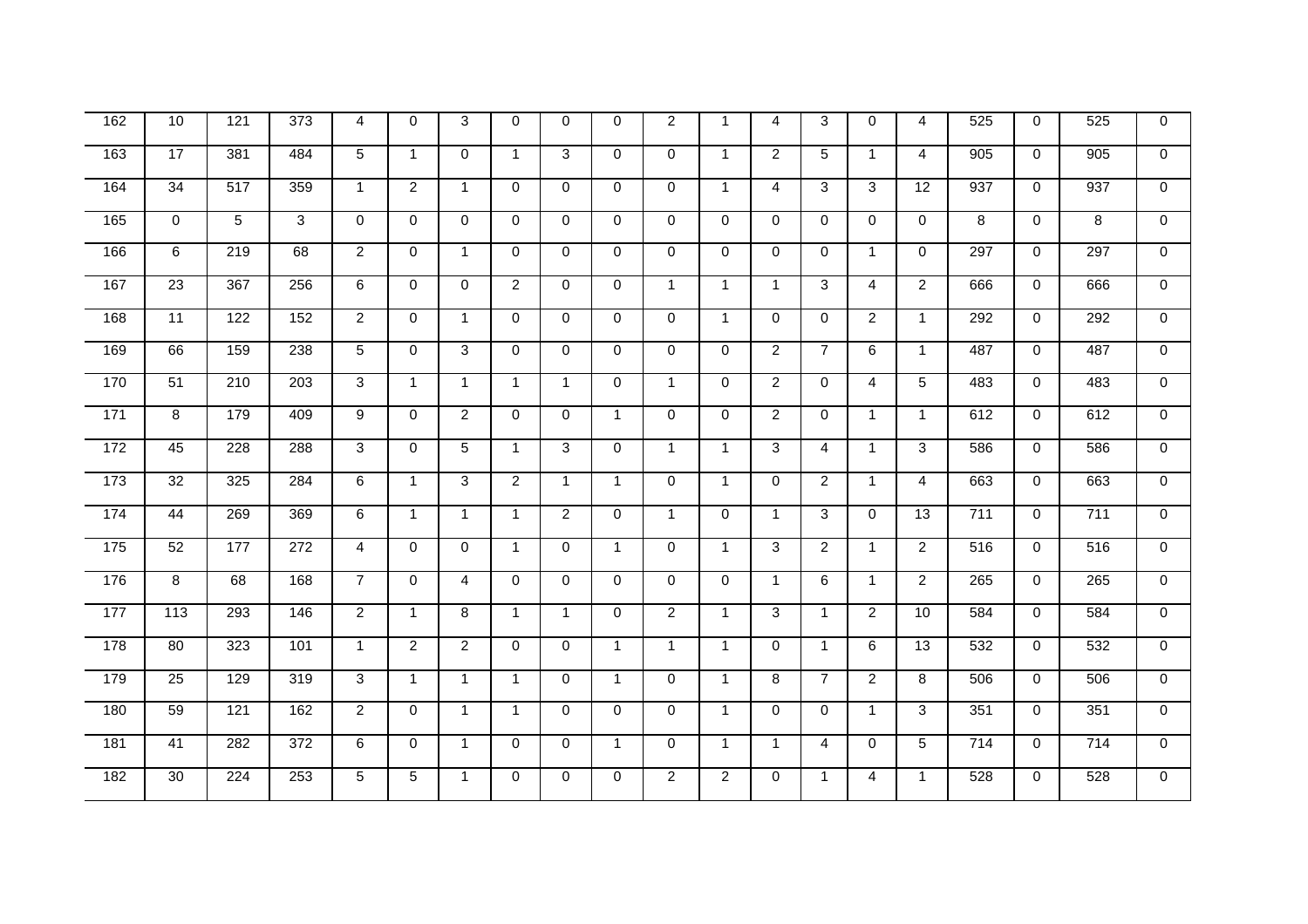| 162 | 10 | 121 | 373 | 4 | 0 | 3 | 0 | 0 | 0 | 2 | 1 | 4 | 3 | 0 | 4 | 525 | 0 | 525 | 0 |
|---|---|---|---|---|---|---|---|---|---|---|---|---|---|---|---|---|---|---|---|
| 163 | 17 | 381 | 484 | 5 | 1 | 0 | 1 | 3 | 0 | 0 | 1 | 2 | 5 | 1 | 4 | 905 | 0 | 905 | 0 |
| 164 | 34 | 517 | 359 | 1 | 2 | 1 | 0 | 0 | 0 | 0 | 1 | 4 | 3 | 3 | 12 | 937 | 0 | 937 | 0 |
| 165 | 0 | 5 | 3 | 0 | 0 | 0 | 0 | 0 | 0 | 0 | 0 | 0 | 0 | 0 | 0 | 8 | 0 | 8 | 0 |
| 166 | 6 | 219 | 68 | 2 | 0 | 1 | 0 | 0 | 0 | 0 | 0 | 0 | 0 | 1 | 0 | 297 | 0 | 297 | 0 |
| 167 | 23 | 367 | 256 | 6 | 0 | 0 | 2 | 0 | 0 | 1 | 1 | 1 | 3 | 4 | 2 | 666 | 0 | 666 | 0 |
| 168 | 11 | 122 | 152 | 2 | 0 | 1 | 0 | 0 | 0 | 0 | 1 | 0 | 0 | 2 | 1 | 292 | 0 | 292 | 0 |
| 169 | 66 | 159 | 238 | 5 | 0 | 3 | 0 | 0 | 0 | 0 | 0 | 2 | 7 | 6 | 1 | 487 | 0 | 487 | 0 |
| 170 | 51 | 210 | 203 | 3 | 1 | 1 | 1 | 1 | 0 | 1 | 0 | 2 | 0 | 4 | 5 | 483 | 0 | 483 | 0 |
| 171 | 8 | 179 | 409 | 9 | 0 | 2 | 0 | 0 | 1 | 0 | 0 | 2 | 0 | 1 | 1 | 612 | 0 | 612 | 0 |
| 172 | 45 | 228 | 288 | 3 | 0 | 5 | 1 | 3 | 0 | 1 | 1 | 3 | 4 | 1 | 3 | 586 | 0 | 586 | 0 |
| 173 | 32 | 325 | 284 | 6 | 1 | 3 | 2 | 1 | 1 | 0 | 1 | 0 | 2 | 1 | 4 | 663 | 0 | 663 | 0 |
| 174 | 44 | 269 | 369 | 6 | 1 | 1 | 1 | 2 | 0 | 1 | 0 | 1 | 3 | 0 | 13 | 711 | 0 | 711 | 0 |
| 175 | 52 | 177 | 272 | 4 | 0 | 0 | 1 | 0 | 1 | 0 | 1 | 3 | 2 | 1 | 2 | 516 | 0 | 516 | 0 |
| 176 | 8 | 68 | 168 | 7 | 0 | 4 | 0 | 0 | 0 | 0 | 0 | 1 | 6 | 1 | 2 | 265 | 0 | 265 | 0 |
| 177 | 113 | 293 | 146 | 2 | 1 | 8 | 1 | 1 | 0 | 2 | 1 | 3 | 1 | 2 | 10 | 584 | 0 | 584 | 0 |
| 178 | 80 | 323 | 101 | 1 | 2 | 2 | 0 | 0 | 1 | 1 | 1 | 0 | 1 | 6 | 13 | 532 | 0 | 532 | 0 |
| 179 | 25 | 129 | 319 | 3 | 1 | 1 | 1 | 0 | 1 | 0 | 1 | 8 | 7 | 2 | 8 | 506 | 0 | 506 | 0 |
| 180 | 59 | 121 | 162 | 2 | 0 | 1 | 1 | 0 | 0 | 0 | 1 | 0 | 0 | 1 | 3 | 351 | 0 | 351 | 0 |
| 181 | 41 | 282 | 372 | 6 | 0 | 1 | 0 | 0 | 1 | 0 | 1 | 1 | 4 | 0 | 5 | 714 | 0 | 714 | 0 |
| 182 | 30 | 224 | 253 | 5 | 5 | 1 | 0 | 0 | 0 | 2 | 2 | 0 | 1 | 4 | 1 | 528 | 0 | 528 | 0 |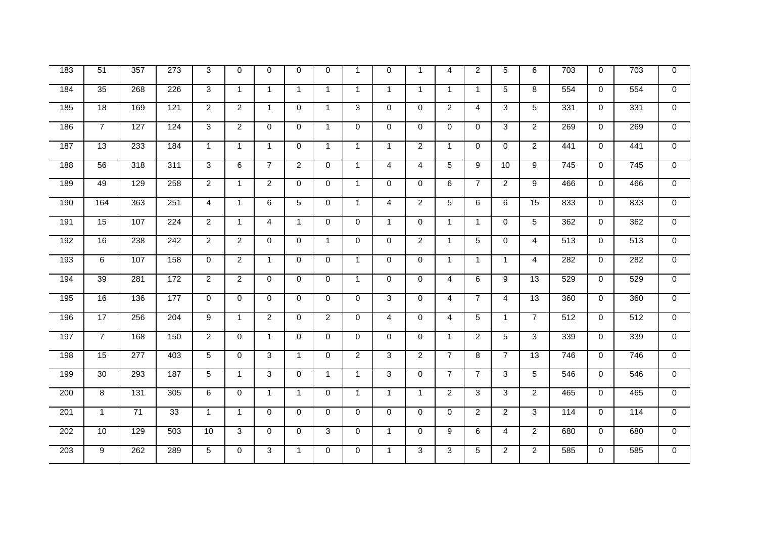| | | | | | | | | | | | | | | | | | | | |
|---|---|---|---|---|---|---|---|---|---|---|---|---|---|---|---|---|---|---|---|
| 183 | 51 | 357 | 273 | 3 | 0 | 0 | 0 | 0 | 1 | 0 | 1 | 4 | 2 | 5 | 6 | 703 | 0 | 703 | 0 |
| 184 | 35 | 268 | 226 | 3 | 1 | 1 | 1 | 1 | 1 | 1 | 1 | 1 | 1 | 5 | 8 | 554 | 0 | 554 | 0 |
| 185 | 18 | 169 | 121 | 2 | 2 | 1 | 0 | 1 | 3 | 0 | 0 | 2 | 4 | 3 | 5 | 331 | 0 | 331 | 0 |
| 186 | 7 | 127 | 124 | 3 | 2 | 0 | 0 | 1 | 0 | 0 | 0 | 0 | 0 | 3 | 2 | 269 | 0 | 269 | 0 |
| 187 | 13 | 233 | 184 | 1 | 1 | 1 | 0 | 1 | 1 | 1 | 2 | 1 | 0 | 0 | 2 | 441 | 0 | 441 | 0 |
| 188 | 56 | 318 | 311 | 3 | 6 | 7 | 2 | 0 | 1 | 4 | 4 | 5 | 9 | 10 | 9 | 745 | 0 | 745 | 0 |
| 189 | 49 | 129 | 258 | 2 | 1 | 2 | 0 | 0 | 1 | 0 | 0 | 6 | 7 | 2 | 9 | 466 | 0 | 466 | 0 |
| 190 | 164 | 363 | 251 | 4 | 1 | 6 | 5 | 0 | 1 | 4 | 2 | 5 | 6 | 6 | 15 | 833 | 0 | 833 | 0 |
| 191 | 15 | 107 | 224 | 2 | 1 | 4 | 1 | 0 | 0 | 1 | 0 | 1 | 1 | 0 | 5 | 362 | 0 | 362 | 0 |
| 192 | 16 | 238 | 242 | 2 | 2 | 0 | 0 | 1 | 0 | 0 | 2 | 1 | 5 | 0 | 4 | 513 | 0 | 513 | 0 |
| 193 | 6 | 107 | 158 | 0 | 2 | 1 | 0 | 0 | 1 | 0 | 0 | 1 | 1 | 1 | 4 | 282 | 0 | 282 | 0 |
| 194 | 39 | 281 | 172 | 2 | 2 | 0 | 0 | 0 | 1 | 0 | 0 | 4 | 6 | 9 | 13 | 529 | 0 | 529 | 0 |
| 195 | 16 | 136 | 177 | 0 | 0 | 0 | 0 | 0 | 0 | 3 | 0 | 4 | 7 | 4 | 13 | 360 | 0 | 360 | 0 |
| 196 | 17 | 256 | 204 | 9 | 1 | 2 | 0 | 2 | 0 | 4 | 0 | 4 | 5 | 1 | 7 | 512 | 0 | 512 | 0 |
| 197 | 7 | 168 | 150 | 2 | 0 | 1 | 0 | 0 | 0 | 0 | 0 | 1 | 2 | 5 | 3 | 339 | 0 | 339 | 0 |
| 198 | 15 | 277 | 403 | 5 | 0 | 3 | 1 | 0 | 2 | 3 | 2 | 7 | 8 | 7 | 13 | 746 | 0 | 746 | 0 |
| 199 | 30 | 293 | 187 | 5 | 1 | 3 | 0 | 1 | 1 | 3 | 0 | 7 | 7 | 3 | 5 | 546 | 0 | 546 | 0 |
| 200 | 8 | 131 | 305 | 6 | 0 | 1 | 1 | 0 | 1 | 1 | 1 | 2 | 3 | 3 | 2 | 465 | 0 | 465 | 0 |
| 201 | 1 | 71 | 33 | 1 | 1 | 0 | 0 | 0 | 0 | 0 | 0 | 0 | 2 | 2 | 3 | 114 | 0 | 114 | 0 |
| 202 | 10 | 129 | 503 | 10 | 3 | 0 | 0 | 3 | 0 | 1 | 0 | 9 | 6 | 4 | 2 | 680 | 0 | 680 | 0 |
| 203 | 9 | 262 | 289 | 5 | 0 | 3 | 1 | 0 | 0 | 1 | 3 | 3 | 5 | 2 | 2 | 585 | 0 | 585 | 0 |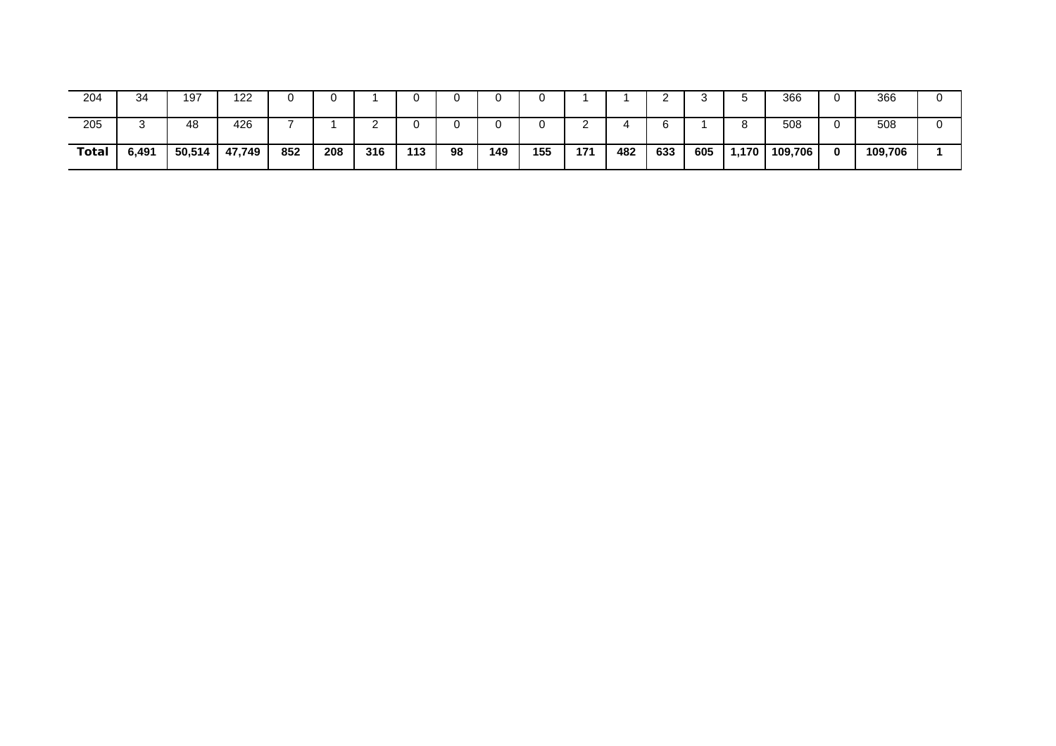| | | | | | | | | | | | | | | | | | | | |
|---|---|---|---|---|---|---|---|---|---|---|---|---|---|---|---|---|---|---|---|
| 204 | 34 | 197 | 122 | 0 | 0 | 1 | 0 | 0 | 0 | 0 | 1 | 1 | 2 | 3 | 5 | 366 | 0 | 366 | 0 |
| 205 | 3 | 48 | 426 | 7 | 1 | 2 | 0 | 0 | 0 | 0 | 2 | 4 | 6 | 1 | 8 | 508 | 0 | 508 | 0 |
| **Total** | **6,491** | **50,514** | **47,749** | **852** | **208** | **316** | **113** | **98** | **149** | **155** | **171** | **482** | **633** | **605** | **1,170** | **109,706** | **0** | **109,706** | **1** |